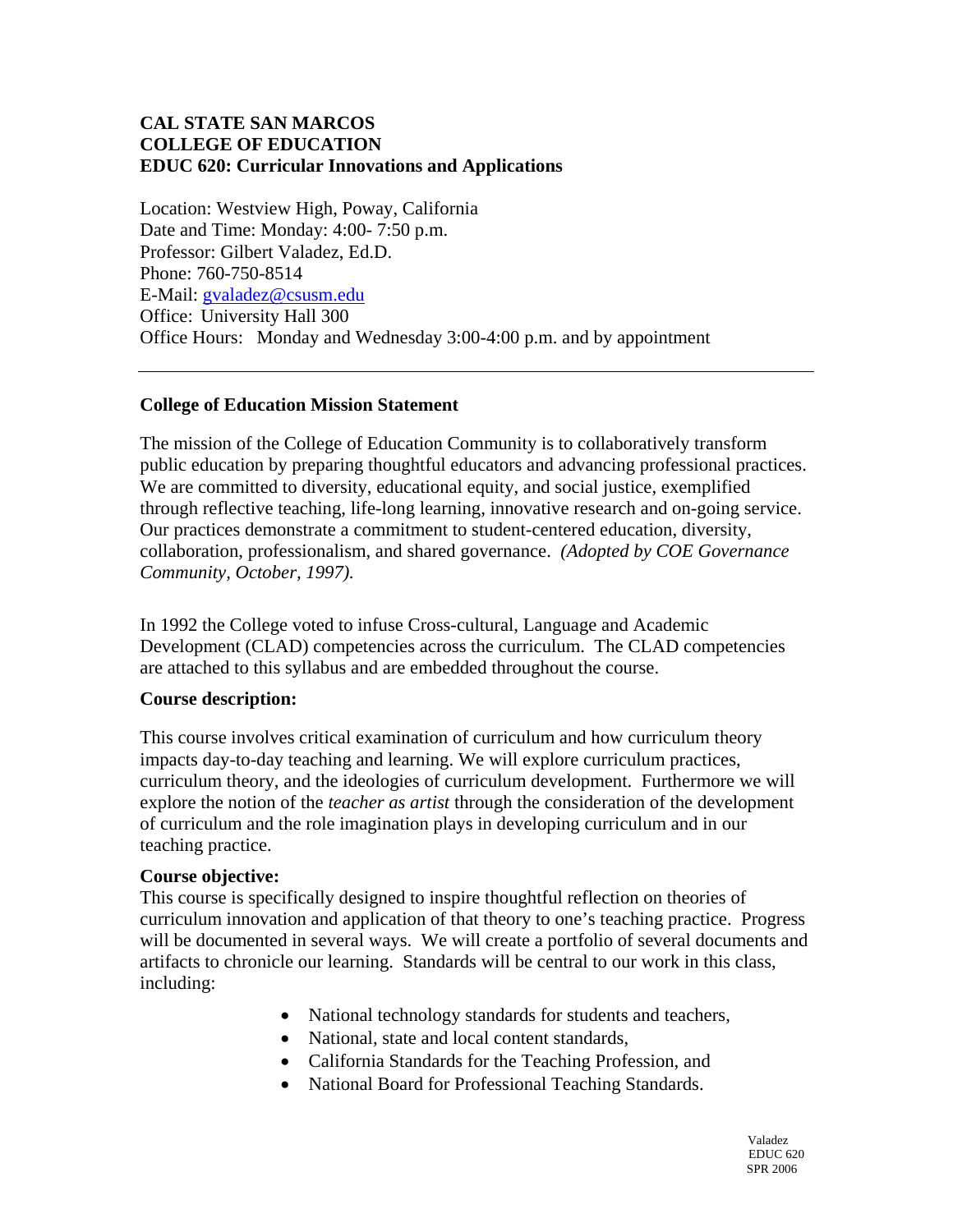**CAL STATE SAN MARCOS**
**COLLEGE OF EDUCATION**
**EDUC 620: Curricular Innovations and Applications**

Location: Westview High, Poway, California
Date and Time: Monday: 4:00- 7:50 p.m.
Professor: Gilbert Valadez, Ed.D.
Phone: 760-750-8514
E-Mail: gvaladez@csusm.edu
Office: University Hall 300
Office Hours: Monday and Wednesday 3:00-4:00 p.m. and by appointment

---

**College of Education Mission Statement**

The mission of the College of Education Community is to collaboratively transform public education by preparing thoughtful educators and advancing professional practices. We are committed to diversity, educational equity, and social justice, exemplified through reflective teaching, life-long learning, innovative research and on-going service. Our practices demonstrate a commitment to student-centered education, diversity, collaboration, professionalism, and shared governance. *(Adopted by COE Governance Community, October, 1997).*

In 1992 the College voted to infuse Cross-cultural, Language and Academic Development (CLAD) competencies across the curriculum. The CLAD competencies are attached to this syllabus and are embedded throughout the course.

**Course description:**

This course involves critical examination of curriculum and how curriculum theory impacts day-to-day teaching and learning. We will explore curriculum practices, curriculum theory, and the ideologies of curriculum development. Furthermore we will explore the notion of the *teacher as artist* through the consideration of the development of curriculum and the role imagination plays in developing curriculum and in our teaching practice.

**Course objective:**
This course is specifically designed to inspire thoughtful reflection on theories of curriculum innovation and application of that theory to one's teaching practice. Progress will be documented in several ways. We will create a portfolio of several documents and artifacts to chronicle our learning. Standards will be central to our work in this class, including:

- National technology standards for students and teachers,
- National, state and local content standards,
- California Standards for the Teaching Profession, and
- National Board for Professional Teaching Standards.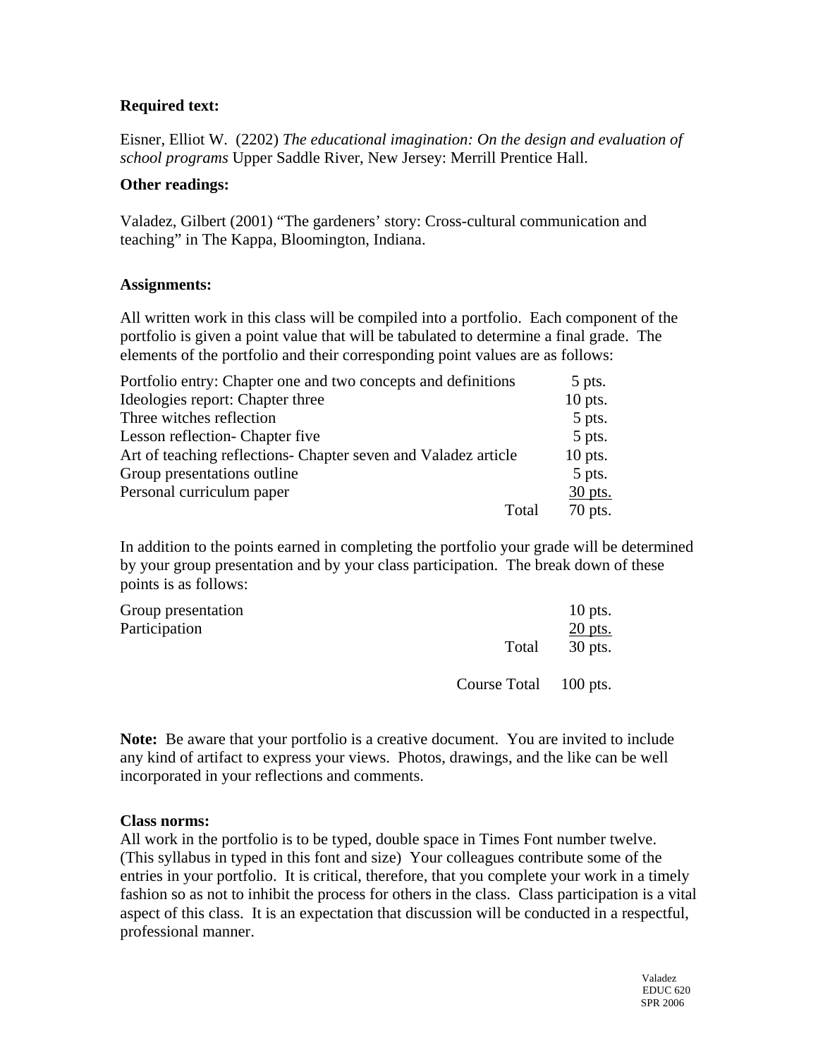**Required text:**

Eisner, Elliot W. (2202) *The educational imagination: On the design and evaluation of school programs* Upper Saddle River, New Jersey: Merrill Prentice Hall.

**Other readings:**

Valadez, Gilbert (2001) "The gardeners' story: Cross-cultural communication and teaching" in The Kappa, Bloomington, Indiana.

**Assignments:**

All written work in this class will be compiled into a portfolio. Each component of the portfolio is given a point value that will be tabulated to determine a final grade. The elements of the portfolio and their corresponding point values are as follows:

| | |
|---|---|
| Portfolio entry: Chapter one and two concepts and definitions | 5 pts. |
| Ideologies report: Chapter three | 10 pts. |
| Three witches reflection | 5 pts. |
| Lesson reflection- Chapter five | 5 pts. |
| Art of teaching reflections- Chapter seven and Valadez article | 10 pts. |
| Group presentations outline | 5 pts. |
| Personal curriculum paper | 30 pts. |
| Total | 70 pts. |

In addition to the points earned in completing the portfolio your grade will be determined by your group presentation and by your class participation. The break down of these points is as follows:

| | |
|---|---|
| Group presentation | 10 pts. |
| Participation | 20 pts. |
| Total | 30 pts. |
| Course Total | 100 pts. |

**Note:** Be aware that your portfolio is a creative document. You are invited to include any kind of artifact to express your views. Photos, drawings, and the like can be well incorporated in your reflections and comments.

**Class norms:**

All work in the portfolio is to be typed, double space in Times Font number twelve. (This syllabus in typed in this font and size) Your colleagues contribute some of the entries in your portfolio. It is critical, therefore, that you complete your work in a timely fashion so as not to inhibit the process for others in the class. Class participation is a vital aspect of this class. It is an expectation that discussion will be conducted in a respectful, professional manner.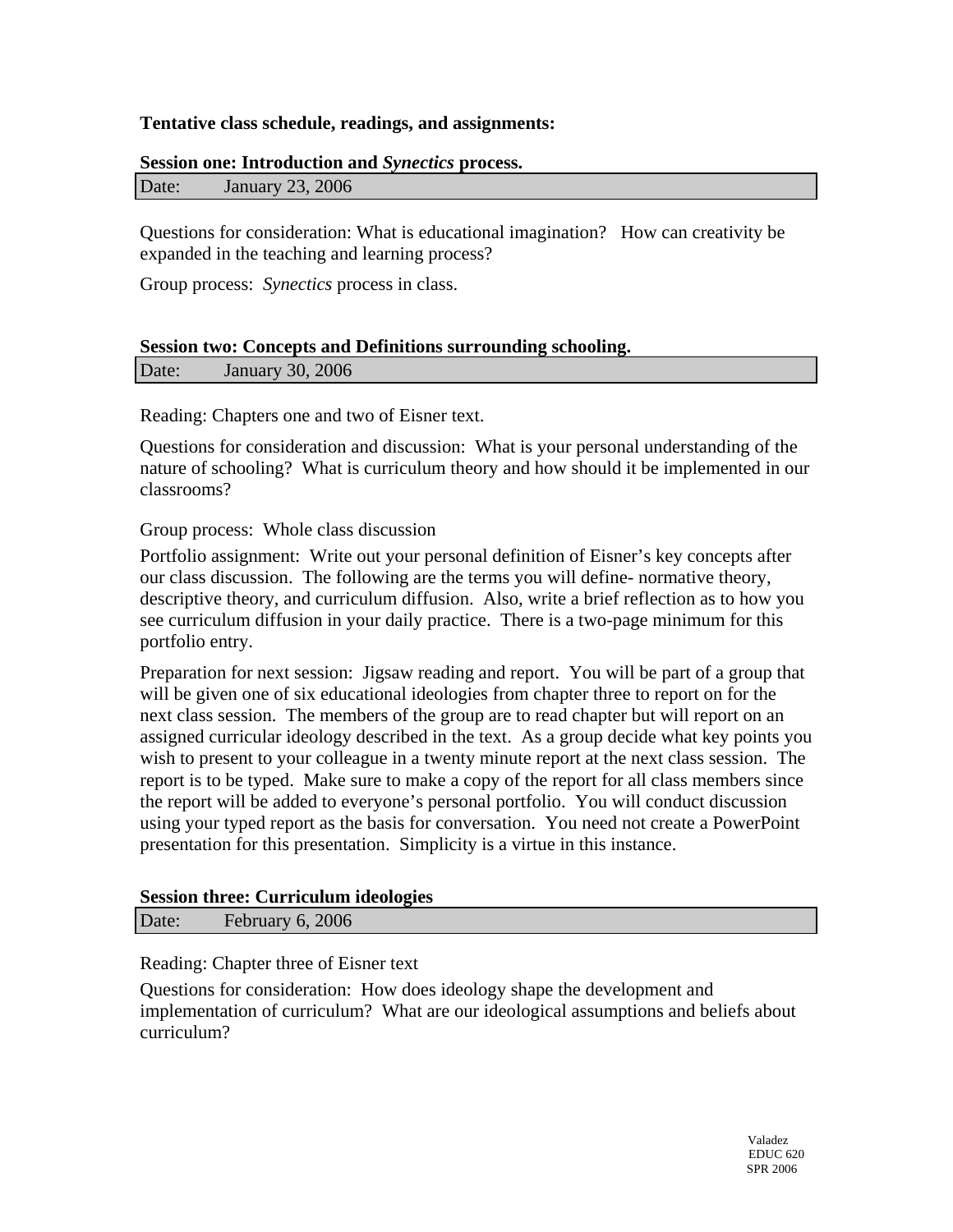**Tentative class schedule, readings, and assignments:**

**Session one: Introduction and *Synectics* process.**

| Date: | January 23, 2006 |
|---|---|

Questions for consideration: What is educational imagination? How can creativity be expanded in the teaching and learning process?

Group process: *Synectics* process in class.

**Session two: Concepts and Definitions surrounding schooling.**

| Date: | January 30, 2006 |
|---|---|

Reading: Chapters one and two of Eisner text.

Questions for consideration and discussion: What is your personal understanding of the nature of schooling? What is curriculum theory and how should it be implemented in our classrooms?

Group process: Whole class discussion

Portfolio assignment: Write out your personal definition of Eisner's key concepts after our class discussion. The following are the terms you will define- normative theory, descriptive theory, and curriculum diffusion. Also, write a brief reflection as to how you see curriculum diffusion in your daily practice. There is a two-page minimum for this portfolio entry.

Preparation for next session: Jigsaw reading and report. You will be part of a group that will be given one of six educational ideologies from chapter three to report on for the next class session. The members of the group are to read chapter but will report on an assigned curricular ideology described in the text. As a group decide what key points you wish to present to your colleague in a twenty minute report at the next class session. The report is to be typed. Make sure to make a copy of the report for all class members since the report will be added to everyone's personal portfolio. You will conduct discussion using your typed report as the basis for conversation. You need not create a PowerPoint presentation for this presentation. Simplicity is a virtue in this instance.

**Session three: Curriculum ideologies**

| Date: | February 6, 2006 |
|---|---|

Reading: Chapter three of Eisner text

Questions for consideration: How does ideology shape the development and implementation of curriculum? What are our ideological assumptions and beliefs about curriculum?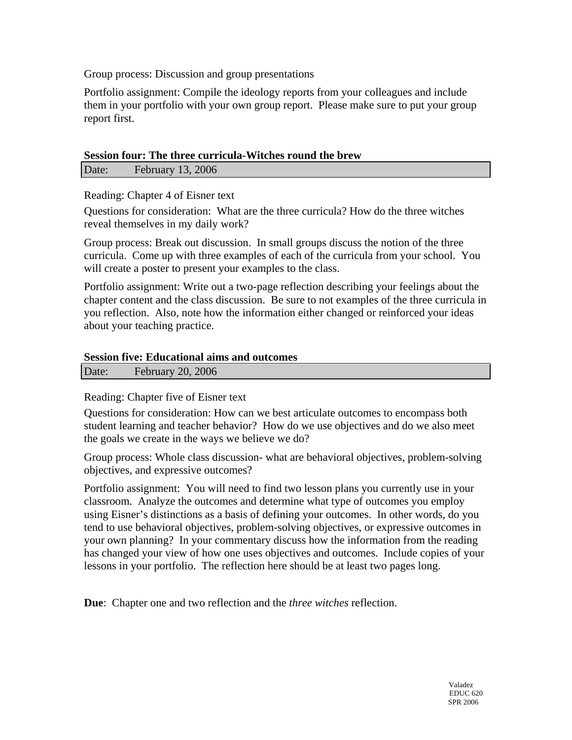Group process: Discussion and group presentations

Portfolio assignment: Compile the ideology reports from your colleagues and include them in your portfolio with your own group report. Please make sure to put your group report first.

**Session four: The three curricula-Witches round the brew**

| Date: | February 13, 2006 |
|---|---|

Reading: Chapter 4 of Eisner text

Questions for consideration: What are the three curricula? How do the three witches reveal themselves in my daily work?

Group process: Break out discussion. In small groups discuss the notion of the three curricula. Come up with three examples of each of the curricula from your school. You will create a poster to present your examples to the class.

Portfolio assignment: Write out a two-page reflection describing your feelings about the chapter content and the class discussion. Be sure to not examples of the three curricula in you reflection. Also, note how the information either changed or reinforced your ideas about your teaching practice.

**Session five: Educational aims and outcomes**

| Date: | February 20, 2006 |
|---|---|

Reading: Chapter five of Eisner text

Questions for consideration: How can we best articulate outcomes to encompass both student learning and teacher behavior? How do we use objectives and do we also meet the goals we create in the ways we believe we do?

Group process: Whole class discussion- what are behavioral objectives, problem-solving objectives, and expressive outcomes?

Portfolio assignment: You will need to find two lesson plans you currently use in your classroom. Analyze the outcomes and determine what type of outcomes you employ using Eisner's distinctions as a basis of defining your outcomes. In other words, do you tend to use behavioral objectives, problem-solving objectives, or expressive outcomes in your own planning? In your commentary discuss how the information from the reading has changed your view of how one uses objectives and outcomes. Include copies of your lessons in your portfolio. The reflection here should be at least two pages long.

**Due**: Chapter one and two reflection and the *three witches* reflection.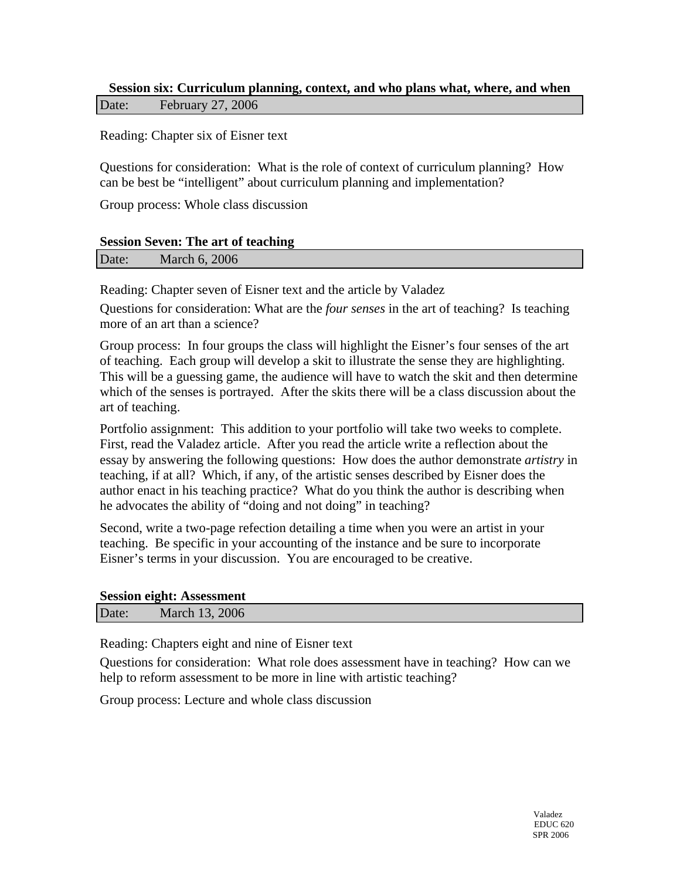### Session six: Curriculum planning, context, and who plans what, where, and when

Date: February 27, 2006

Reading: Chapter six of Eisner text

Questions for consideration: What is the role of context of curriculum planning? How can be best be "intelligent" about curriculum planning and implementation?

Group process: Whole class discussion

### Session Seven: The art of teaching

Date: March 6, 2006

Reading: Chapter seven of Eisner text and the article by Valadez

Questions for consideration: What are the *four senses* in the art of teaching? Is teaching more of an art than a science?

Group process: In four groups the class will highlight the Eisner's four senses of the art of teaching. Each group will develop a skit to illustrate the sense they are highlighting. This will be a guessing game, the audience will have to watch the skit and then determine which of the senses is portrayed. After the skits there will be a class discussion about the art of teaching.

Portfolio assignment: This addition to your portfolio will take two weeks to complete. First, read the Valadez article. After you read the article write a reflection about the essay by answering the following questions: How does the author demonstrate *artistry* in teaching, if at all? Which, if any, of the artistic senses described by Eisner does the author enact in his teaching practice? What do you think the author is describing when he advocates the ability of "doing and not doing" in teaching?

Second, write a two-page refection detailing a time when you were an artist in your teaching. Be specific in your accounting of the instance and be sure to incorporate Eisner's terms in your discussion. You are encouraged to be creative.

### Session eight: Assessment

Date: March 13, 2006

Reading: Chapters eight and nine of Eisner text

Questions for consideration: What role does assessment have in teaching? How can we help to reform assessment to be more in line with artistic teaching?

Group process: Lecture and whole class discussion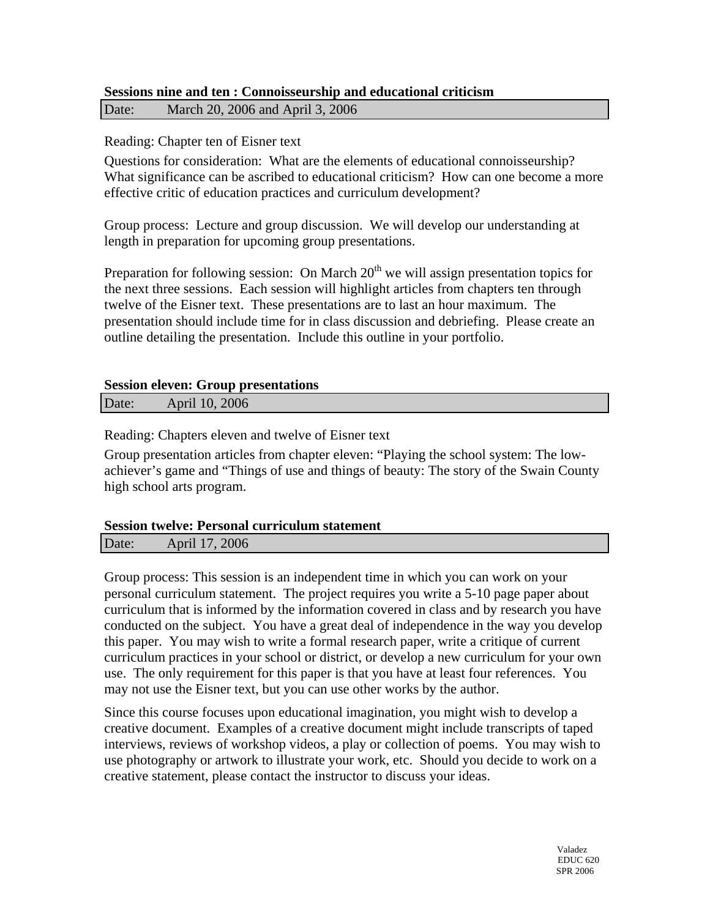**Sessions nine and ten : Connoisseurship and educational criticism**

| Date: | March 20, 2006 and April 3, 2006 |
|---|---|

Reading: Chapter ten of Eisner text

Questions for consideration: What are the elements of educational connoisseurship? What significance can be ascribed to educational criticism? How can one become a more effective critic of education practices and curriculum development?

Group process: Lecture and group discussion. We will develop our understanding at length in preparation for upcoming group presentations.

Preparation for following session: On March 20th we will assign presentation topics for the next three sessions. Each session will highlight articles from chapters ten through twelve of the Eisner text. These presentations are to last an hour maximum. The presentation should include time for in class discussion and debriefing. Please create an outline detailing the presentation. Include this outline in your portfolio.

**Session eleven: Group presentations**

| Date: | April 10, 2006 |
|---|---|

Reading: Chapters eleven and twelve of Eisner text

Group presentation articles from chapter eleven: "Playing the school system: The low-achiever's game and "Things of use and things of beauty: The story of the Swain County high school arts program.

**Session twelve: Personal curriculum statement**

| Date: | April 17, 2006 |
|---|---|

Group process: This session is an independent time in which you can work on your personal curriculum statement. The project requires you write a 5-10 page paper about curriculum that is informed by the information covered in class and by research you have conducted on the subject. You have a great deal of independence in the way you develop this paper. You may wish to write a formal research paper, write a critique of current curriculum practices in your school or district, or develop a new curriculum for your own use. The only requirement for this paper is that you have at least four references. You may not use the Eisner text, but you can use other works by the author.

Since this course focuses upon educational imagination, you might wish to develop a creative document. Examples of a creative document might include transcripts of taped interviews, reviews of workshop videos, a play or collection of poems. You may wish to use photography or artwork to illustrate your work, etc. Should you decide to work on a creative statement, please contact the instructor to discuss your ideas.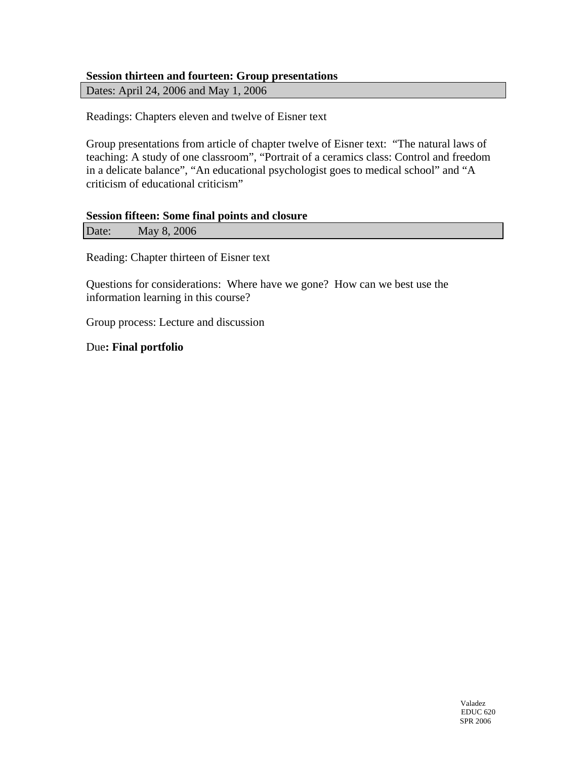**Session thirteen and fourteen: Group presentations**

Dates: April 24, 2006 and May 1, 2006

Readings: Chapters eleven and twelve of Eisner text

Group presentations from article of chapter twelve of Eisner text: "The natural laws of teaching: A study of one classroom", "Portrait of a ceramics class: Control and freedom in a delicate balance", "An educational psychologist goes to medical school" and "A criticism of educational criticism"

**Session fifteen: Some final points and closure**

Date: May 8, 2006

Reading: Chapter thirteen of Eisner text

Questions for considerations: Where have we gone? How can we best use the information learning in this course?

Group process: Lecture and discussion

Due**: Final portfolio**